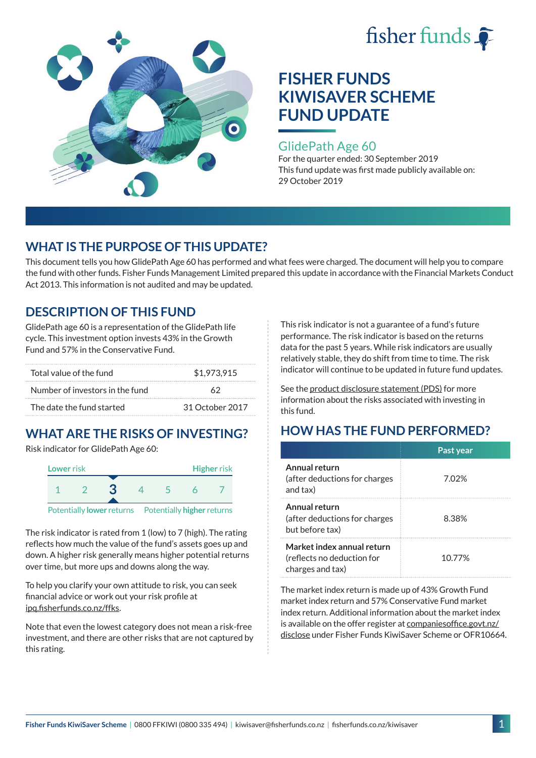# FISHER FUNDS KIWISAVER SCHEME FUND UPDATE

## GlidePath Age 60

For the quarter ended: 30 September 2019

This fund update was first made publicly available on: 29 October 2019

## WHAT IS THE PURPOSE OF THIS UPDATE?

This document tells you how GlidePath Age 60 has performed and what fees were charged. The document will help you to compare the fund with other funds. Fisher Funds Management Limited prepared this update in accordance with the Financial Markets Conduct Act 2013. This information is not audited and may be updated.

## DESCRIPTION OF THIS FUND

GlidePath age 60 is a representation of the GlidePath life cycle. This investment option invests 43% in the Growth Fund and 57% in the Conservative Fund.

| | |
|---|---|
| Total value of the fund | $1,973,915 |
| Number of investors in the fund | 62 |
| The date the fund started | 31 October 2017 |

## WHAT ARE THE RISKS OF INVESTING?

Risk indicator for GlidePath Age 60:

| Lower risk | | | | | | Higher risk |
|---|---|---|---|---|---|---|
| 1 | 2 | **3** | 4 | 5 | 6 | 7 |
| Potentially **lower** returns | | | | | | Potentially **higher** returns |

The risk indicator is rated from 1 (low) to 7 (high). The rating reflects how much the value of the fund's assets goes up and down. A higher risk generally means higher potential returns over time, but more ups and downs along the way.

To help you clarify your own attitude to risk, you can seek financial advice or work out your risk profile at ipq.fisherfunds.co.nz/ffks.

Note that even the lowest category does not mean a risk-free investment, and there are other risks that are not captured by this rating.

This risk indicator is not a guarantee of a fund's future performance. The risk indicator is based on the returns data for the past 5 years. While risk indicators are usually relatively stable, they do shift from time to time. The risk indicator will continue to be updated in future fund updates.

See the product disclosure statement (PDS) for more information about the risks associated with investing in this fund.

## HOW HAS THE FUND PERFORMED?

| | Past year |
|---|---|
| **Annual return** (after deductions for charges and tax) | 7.02% |
| **Annual return** (after deductions for charges but before tax) | 8.38% |
| **Market index annual return** (reflects no deduction for charges and tax) | 10.77% |

The market index return is made up of 43% Growth Fund market index return and 57% Conservative Fund market index return. Additional information about the market index is available on the offer register at companiesoffice.govt.nz/disclose under Fisher Funds KiwiSaver Scheme or OFR10664.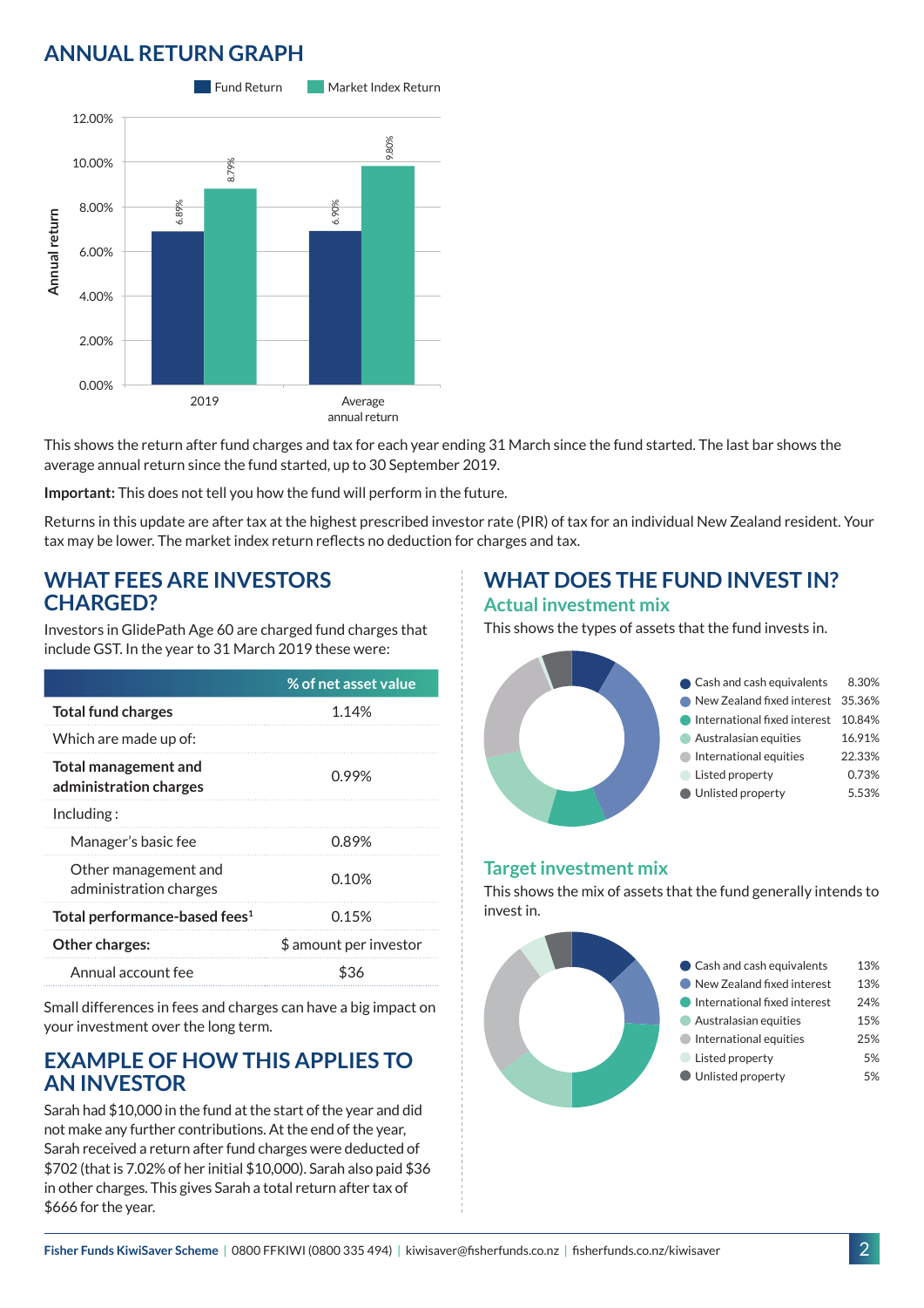## ANNUAL RETURN GRAPH

| | Fund Return | Market Index Return |
|---|---|---|
| 2019 | 6.89% | 8.79% |
| Average annual return | 6.90% | 9.80% |

This shows the return after fund charges and tax for each year ending 31 March since the fund started. The last bar shows the average annual return since the fund started, up to 30 September 2019.

**Important:** This does not tell you how the fund will perform in the future.

Returns in this update are after tax at the highest prescribed investor rate (PIR) of tax for an individual New Zealand resident. Your tax may be lower. The market index return reflects no deduction for charges and tax.

## WHAT FEES ARE INVESTORS CHARGED?

Investors in GlidePath Age 60 are charged fund charges that include GST. In the year to 31 March 2019 these were:

| | % of net asset value |
|---|---|
| **Total fund charges** | 1.14% |
| Which are made up of: | |
| **Total management and administration charges** | 0.99% |
| Including : | |
| Manager's basic fee | 0.89% |
| Other management and administration charges | 0.10% |
| **Total performance-based fees**[1] | 0.15% |
| **Other charges:** | $ amount per investor |
| Annual account fee | $36 |

Small differences in fees and charges can have a big impact on your investment over the long term.

## EXAMPLE OF HOW THIS APPLIES TO AN INVESTOR

Sarah had $10,000 in the fund at the start of the year and did not make any further contributions. At the end of the year, Sarah received a return after fund charges were deducted of $702 (that is 7.02% of her initial $10,000). Sarah also paid $36 in other charges. This gives Sarah a total return after tax of $666 for the year.

## WHAT DOES THE FUND INVEST IN?

### Actual investment mix

This shows the types of assets that the fund invests in.

| Asset type | % |
|---|---|
| Cash and cash equivalents | 8.30% |
| New Zealand fixed interest | 35.36% |
| International fixed interest | 10.84% |
| Australasian equities | 16.91% |
| International equities | 22.33% |
| Listed property | 0.73% |
| Unlisted property | 5.53% |

### Target investment mix

This shows the mix of assets that the fund generally intends to invest in.

| Asset type | % |
|---|---|
| Cash and cash equivalents | 13% |
| New Zealand fixed interest | 13% |
| International fixed interest | 24% |
| Australasian equities | 15% |
| International equities | 25% |
| Listed property | 5% |
| Unlisted property | 5% |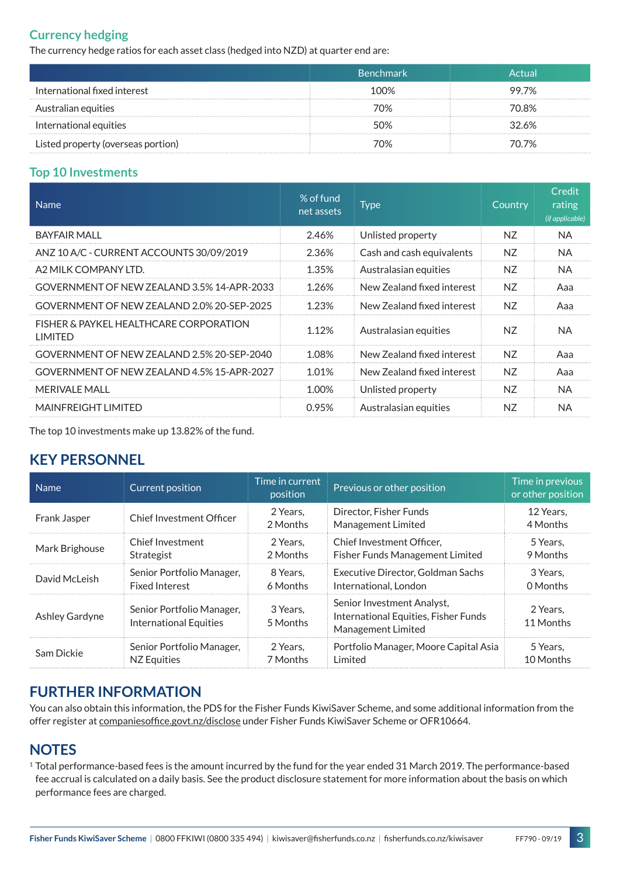## Currency hedging

The currency hedge ratios for each asset class (hedged into NZD) at quarter end are:

| | Benchmark | Actual |
|---|---|---|
| International fixed interest | 100% | 99.7% |
| Australian equities | 70% | 70.8% |
| International equities | 50% | 32.6% |
| Listed property (overseas portion) | 70% | 70.7% |

## Top 10 Investments

| Name | % of fund net assets | Type | Country | Credit rating *(if applicable)* |
|---|---|---|---|---|
| BAYFAIR MALL | 2.46% | Unlisted property | NZ | NA |
| ANZ 10 A/C - CURRENT ACCOUNTS 30/09/2019 | 2.36% | Cash and cash equivalents | NZ | NA |
| A2 MILK COMPANY LTD. | 1.35% | Australasian equities | NZ | NA |
| GOVERNMENT OF NEW ZEALAND 3.5% 14-APR-2033 | 1.26% | New Zealand fixed interest | NZ | Aaa |
| GOVERNMENT OF NEW ZEALAND 2.0% 20-SEP-2025 | 1.23% | New Zealand fixed interest | NZ | Aaa |
| FISHER & PAYKEL HEALTHCARE CORPORATION LIMITED | 1.12% | Australasian equities | NZ | NA |
| GOVERNMENT OF NEW ZEALAND 2.5% 20-SEP-2040 | 1.08% | New Zealand fixed interest | NZ | Aaa |
| GOVERNMENT OF NEW ZEALAND 4.5% 15-APR-2027 | 1.01% | New Zealand fixed interest | NZ | Aaa |
| MERIVALE MALL | 1.00% | Unlisted property | NZ | NA |
| MAINFREIGHT LIMITED | 0.95% | Australasian equities | NZ | NA |

The top 10 investments make up 13.82% of the fund.

## KEY PERSONNEL

| Name | Current position | Time in current position | Previous or other position | Time in previous or other position |
|---|---|---|---|---|
| Frank Jasper | Chief Investment Officer | 2 Years, 2 Months | Director, Fisher Funds Management Limited | 12 Years, 4 Months |
| Mark Brighouse | Chief Investment Strategist | 2 Years, 2 Months | Chief Investment Officer, Fisher Funds Management Limited | 5 Years, 9 Months |
| David McLeish | Senior Portfolio Manager, Fixed Interest | 8 Years, 6 Months | Executive Director, Goldman Sachs International, London | 3 Years, 0 Months |
| Ashley Gardyne | Senior Portfolio Manager, International Equities | 3 Years, 5 Months | Senior Investment Analyst, International Equities, Fisher Funds Management Limited | 2 Years, 11 Months |
| Sam Dickie | Senior Portfolio Manager, NZ Equities | 2 Years, 7 Months | Portfolio Manager, Moore Capital Asia Limited | 5 Years, 10 Months |

## FURTHER INFORMATION

You can also obtain this information, the PDS for the Fisher Funds KiwiSaver Scheme, and some additional information from the offer register at companiesoffice.govt.nz/disclose under Fisher Funds KiwiSaver Scheme or OFR10664.

## NOTES

[1] Total performance-based fees is the amount incurred by the fund for the year ended 31 March 2019. The performance-based fee accrual is calculated on a daily basis. See the product disclosure statement for more information about the basis on which performance fees are charged.

**Fisher Funds KiwiSaver Scheme** | 0800 FFKIWI (0800 335 494) | kiwisaver@fisherfunds.co.nz | fisherfunds.co.nz/kiwisaver FF790 - 09/19